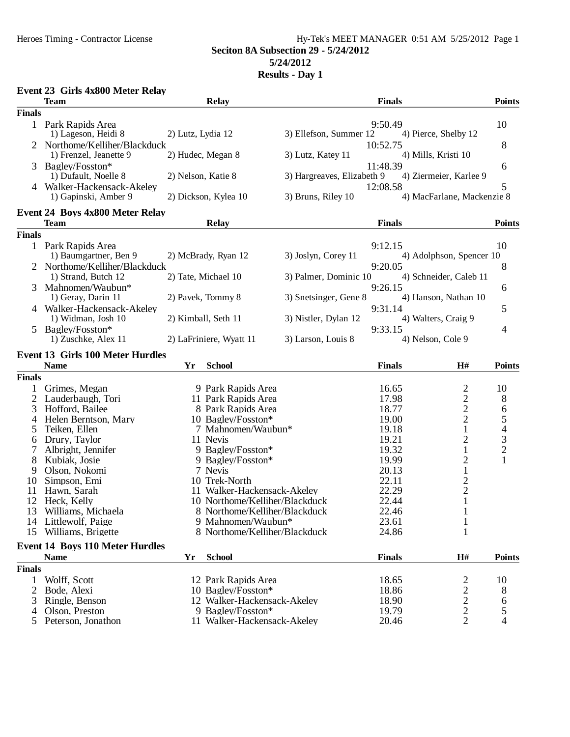# Seciton 8A Subsection 29 - 5/24/2012

**5/24/2012**

**Results - Day 1**

## Event 23 Girls 4x800 Meter Relay

| | Team | Relay | Finals | Points |
|---|---|---|---|---|
| **Finals** | | | | |
| 1 | Park Rapids Area | | 9:50.49 | 10 |
| | 1) Lageson, Heidi 8 | 2) Lutz, Lydia 12 | 3) Ellefson, Summer 12 | 4) Pierce, Shelby 12 |
| 2 | Northome/Kelliher/Blackduck | | 10:52.75 | 8 |
| | 1) Frenzel, Jeanette 9 | 2) Hudec, Megan 8 | 3) Lutz, Katey 11 | 4) Mills, Kristi 10 |
| 3 | Bagley/Fosston* | | 11:48.39 | 6 |
| | 1) Dufault, Noelle 8 | 2) Nelson, Katie 8 | 3) Hargreaves, Elizabeth 9 | 4) Ziermeier, Karlee 9 |
| 4 | Walker-Hackensack-Akeley | | 12:08.58 | 5 |
| | 1) Gapinski, Amber 9 | 2) Dickson, Kylea 10 | 3) Bruns, Riley 10 | 4) MacFarlane, Mackenzie 8 |

## Event 24 Boys 4x800 Meter Relay

| | Team | Relay | Finals | Points |
|---|---|---|---|---|
| **Finals** | | | | |
| 1 | Park Rapids Area | | 9:12.15 | 10 |
| | 1) Baumgartner, Ben 9 | 2) McBrady, Ryan 12 | 3) Joslyn, Corey 11 | 4) Adolphson, Spencer 10 |
| 2 | Northome/Kelliher/Blackduck | | 9:20.05 | 8 |
| | 1) Strand, Butch 12 | 2) Tate, Michael 10 | 3) Palmer, Dominic 10 | 4) Schneider, Caleb 11 |
| 3 | Mahnomen/Waubun* | | 9:26.15 | 6 |
| | 1) Geray, Darin 11 | 2) Pavek, Tommy 8 | 3) Snetsinger, Gene 8 | 4) Hanson, Nathan 10 |
| 4 | Walker-Hackensack-Akeley | | 9:31.14 | 5 |
| | 1) Widman, Josh 10 | 2) Kimball, Seth 11 | 3) Nistler, Dylan 12 | 4) Walters, Craig 9 |
| 5 | Bagley/Fosston* | | 9:33.15 | 4 |
| | 1) Zuschke, Alex 11 | 2) LaFriniere, Wyatt 11 | 3) Larson, Louis 8 | 4) Nelson, Cole 9 |

## Event 13 Girls 100 Meter Hurdles

| | Name | Yr | School | Finals | H# | Points |
|---|---|---|---|---|---|---|
| **Finals** | | | | | | |
| 1 | Grimes, Megan | 9 | Park Rapids Area | 16.65 | 2 | 10 |
| 2 | Lauderbaugh, Tori | 11 | Park Rapids Area | 17.98 | 2 | 8 |
| 3 | Hofford, Bailee | 8 | Park Rapids Area | 18.77 | 2 | 6 |
| 4 | Helen Berntson, Mary | 10 | Bagley/Fosston* | 19.00 | 2 | 5 |
| 5 | Teiken, Ellen | 7 | Mahnomen/Waubun* | 19.18 | 1 | 4 |
| 6 | Drury, Taylor | 11 | Nevis | 19.21 | 2 | 3 |
| 7 | Albright, Jennifer | 9 | Bagley/Fosston* | 19.32 | 1 | 2 |
| 8 | Kubiak, Josie | 9 | Bagley/Fosston* | 19.99 | 2 | 1 |
| 9 | Olson, Nokomi | 7 | Nevis | 20.13 | 1 | |
| 10 | Simpson, Emi | 10 | Trek-North | 22.11 | 2 | |
| 11 | Hawn, Sarah | 11 | Walker-Hackensack-Akeley | 22.29 | 2 | |
| 12 | Heck, Kelly | 10 | Northome/Kelliher/Blackduck | 22.44 | 1 | |
| 13 | Williams, Michaela | 8 | Northome/Kelliher/Blackduck | 22.46 | 1 | |
| 14 | Littlewolf, Paige | 9 | Mahnomen/Waubun* | 23.61 | 1 | |
| 15 | Williams, Brigette | 8 | Northome/Kelliher/Blackduck | 24.86 | 1 | |

## Event 14 Boys 110 Meter Hurdles

| | Name | Yr | School | Finals | H# | Points |
|---|---|---|---|---|---|---|
| **Finals** | | | | | | |
| 1 | Wolff, Scott | 12 | Park Rapids Area | 18.65 | 2 | 10 |
| 2 | Bode, Alexi | 10 | Bagley/Fosston* | 18.86 | 2 | 8 |
| 3 | Ringle, Benson | 12 | Walker-Hackensack-Akeley | 18.90 | 2 | 6 |
| 4 | Olson, Preston | 9 | Bagley/Fosston* | 19.79 | 2 | 5 |
| 5 | Peterson, Jonathon | 11 | Walker-Hackensack-Akeley | 20.46 | 2 | 4 |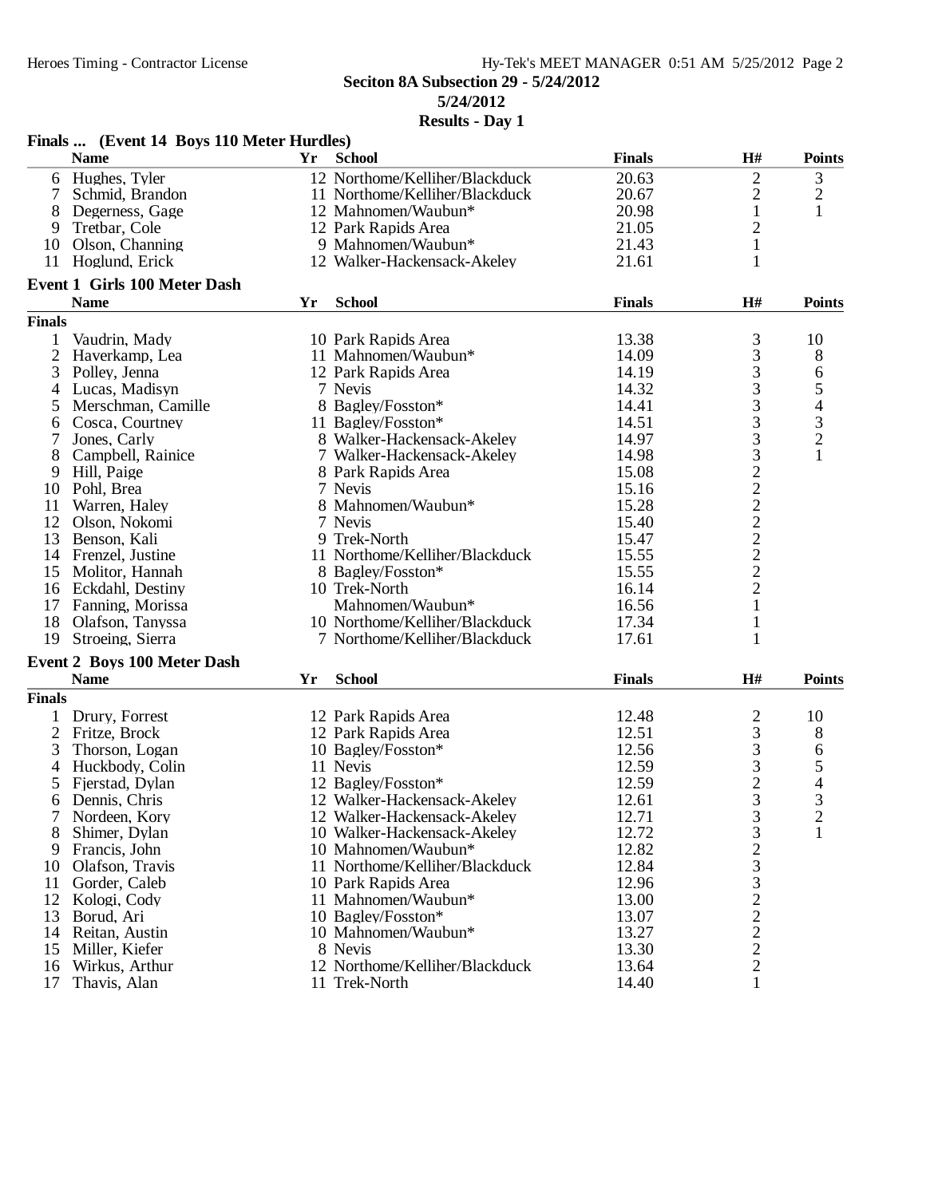Heroes Timing - Contractor License

Hy-Tek's MEET MANAGER 0:51 AM 5/25/2012

**Seciton 8A Subsection 29 - 5/24/2012**

**5/24/2012**

**Results - Day 1**

### Finals ... (Event 14 Boys 110 Meter Hurdles)

| | Name | Yr | School | Finals | H# | Points |
|---|---|---|---|---|---|---|
| 6 | Hughes, Tyler | 12 | Northome/Kelliher/Blackduck | 20.63 | 2 | 3 |
| 7 | Schmid, Brandon | 11 | Northome/Kelliher/Blackduck | 20.67 | 2 | 2 |
| 8 | Degerness, Gage | 12 | Mahnomen/Waubun* | 20.98 | 1 | 1 |
| 9 | Tretbar, Cole | 12 | Park Rapids Area | 21.05 | 2 | |
| 10 | Olson, Channing | 9 | Mahnomen/Waubun* | 21.43 | 1 | |
| 11 | Hoglund, Erick | 12 | Walker-Hackensack-Akeley | 21.61 | 1 | |

### Event 1 Girls 100 Meter Dash

| | Name | Yr | School | Finals | H# | Points |
|---|---|---|---|---|---|---|
| **Finals** | | | | | | |
| 1 | Vaudrin, Mady | 10 | Park Rapids Area | 13.38 | 3 | 10 |
| 2 | Haverkamp, Lea | 11 | Mahnomen/Waubun* | 14.09 | 3 | 8 |
| 3 | Polley, Jenna | 12 | Park Rapids Area | 14.19 | 3 | 6 |
| 4 | Lucas, Madisyn | 7 | Nevis | 14.32 | 3 | 5 |
| 5 | Merschman, Camille | 8 | Bagley/Fosston* | 14.41 | 3 | 4 |
| 6 | Cosca, Courtney | 11 | Bagley/Fosston* | 14.51 | 3 | 3 |
| 7 | Jones, Carly | 8 | Walker-Hackensack-Akeley | 14.97 | 3 | 2 |
| 8 | Campbell, Rainice | 7 | Walker-Hackensack-Akeley | 14.98 | 3 | 1 |
| 9 | Hill, Paige | 8 | Park Rapids Area | 15.08 | 2 | |
| 10 | Pohl, Brea | 7 | Nevis | 15.16 | 2 | |
| 11 | Warren, Haley | 8 | Mahnomen/Waubun* | 15.28 | 2 | |
| 12 | Olson, Nokomi | 7 | Nevis | 15.40 | 2 | |
| 13 | Benson, Kali | 9 | Trek-North | 15.47 | 2 | |
| 14 | Frenzel, Justine | 11 | Northome/Kelliher/Blackduck | 15.55 | 2 | |
| 15 | Molitor, Hannah | 8 | Bagley/Fosston* | 15.55 | 2 | |
| 16 | Eckdahl, Destiny | 10 | Trek-North | 16.14 | 2 | |
| 17 | Fanning, Morissa | | Mahnomen/Waubun* | 16.56 | 1 | |
| 18 | Olafson, Tanyssa | 10 | Northome/Kelliher/Blackduck | 17.34 | 1 | |
| 19 | Stroeing, Sierra | 7 | Northome/Kelliher/Blackduck | 17.61 | 1 | |

### Event 2 Boys 100 Meter Dash

| | Name | Yr | School | Finals | H# | Points |
|---|---|---|---|---|---|---|
| **Finals** | | | | | | |
| 1 | Drury, Forrest | 12 | Park Rapids Area | 12.48 | 2 | 10 |
| 2 | Fritze, Brock | 12 | Park Rapids Area | 12.51 | 3 | 8 |
| 3 | Thorson, Logan | 10 | Bagley/Fosston* | 12.56 | 3 | 6 |
| 4 | Huckbody, Colin | 11 | Nevis | 12.59 | 3 | 5 |
| 5 | Fjerstad, Dylan | 12 | Bagley/Fosston* | 12.59 | 2 | 4 |
| 6 | Dennis, Chris | 12 | Walker-Hackensack-Akeley | 12.61 | 3 | 3 |
| 7 | Nordeen, Kory | 12 | Walker-Hackensack-Akeley | 12.71 | 3 | 2 |
| 8 | Shimer, Dylan | 10 | Walker-Hackensack-Akeley | 12.72 | 3 | 1 |
| 9 | Francis, John | 10 | Mahnomen/Waubun* | 12.82 | 2 | |
| 10 | Olafson, Travis | 11 | Northome/Kelliher/Blackduck | 12.84 | 3 | |
| 11 | Gorder, Caleb | 10 | Park Rapids Area | 12.96 | 3 | |
| 12 | Kologi, Cody | 11 | Mahnomen/Waubun* | 13.00 | 2 | |
| 13 | Borud, Ari | 10 | Bagley/Fosston* | 13.07 | 2 | |
| 14 | Reitan, Austin | 10 | Mahnomen/Waubun* | 13.27 | 2 | |
| 15 | Miller, Kiefer | 8 | Nevis | 13.30 | 2 | |
| 16 | Wirkus, Arthur | 12 | Northome/Kelliher/Blackduck | 13.64 | 2 | |
| 17 | Thavis, Alan | 11 | Trek-North | 14.40 | 1 | |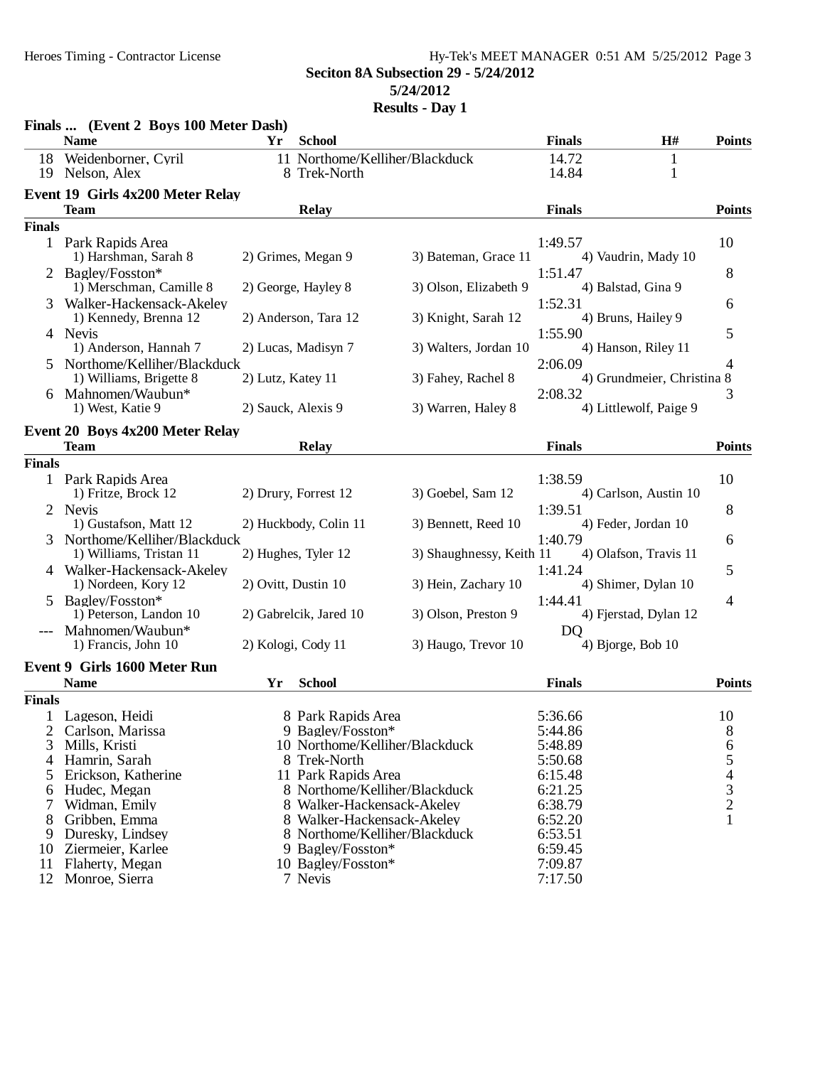**Seciton 8A Subsection 29 - 5/24/2012**

**5/24/2012**

**Results - Day 1**

### Finals ... (Event 2 Boys 100 Meter Dash)

| | Name | Yr | School | Finals | H# | Points |
|---|---|---|---|---|---|---|
| 18 | Weidenborner, Cyril | 11 | Northome/Kelliher/Blackduck | 14.72 | 1 | |
| 19 | Nelson, Alex | 8 | Trek-North | 14.84 | 1 | |

### Event 19 Girls 4x200 Meter Relay

| | Team | Relay | Finals | Points |
|---|---|---|---|---|
| **Finals** | | | | |
| 1 | Park Rapids Area | | 1:49.57 | 10 |
| | 1) Harshman, Sarah 8 | 2) Grimes, Megan 9 | 3) Bateman, Grace 11 | 4) Vaudrin, Mady 10 |
| 2 | Bagley/Fosston* | | 1:51.47 | 8 |
| | 1) Merschman, Camille 8 | 2) George, Hayley 8 | 3) Olson, Elizabeth 9 | 4) Balstad, Gina 9 |
| 3 | Walker-Hackensack-Akeley | | 1:52.31 | 6 |
| | 1) Kennedy, Brenna 12 | 2) Anderson, Tara 12 | 3) Knight, Sarah 12 | 4) Bruns, Hailey 9 |
| 4 | Nevis | | 1:55.90 | 5 |
| | 1) Anderson, Hannah 7 | 2) Lucas, Madisyn 7 | 3) Walters, Jordan 10 | 4) Hanson, Riley 11 |
| 5 | Northome/Kelliher/Blackduck | | 2:06.09 | 4 |
| | 1) Williams, Brigette 8 | 2) Lutz, Katey 11 | 3) Fahey, Rachel 8 | 4) Grundmeier, Christina 8 |
| 6 | Mahnomen/Waubun* | | 2:08.32 | 3 |
| | 1) West, Katie 9 | 2) Sauck, Alexis 9 | 3) Warren, Haley 8 | 4) Littlewolf, Paige 9 |

### Event 20 Boys 4x200 Meter Relay

| | Team | Relay | Finals | Points |
|---|---|---|---|---|
| **Finals** | | | | |
| 1 | Park Rapids Area | | 1:38.59 | 10 |
| | 1) Fritze, Brock 12 | 2) Drury, Forrest 12 | 3) Goebel, Sam 12 | 4) Carlson, Austin 10 |
| 2 | Nevis | | 1:39.51 | 8 |
| | 1) Gustafson, Matt 12 | 2) Huckbody, Colin 11 | 3) Bennett, Reed 10 | 4) Feder, Jordan 10 |
| 3 | Northome/Kelliher/Blackduck | | 1:40.79 | 6 |
| | 1) Williams, Tristan 11 | 2) Hughes, Tyler 12 | 3) Shaughnessy, Keith 11 | 4) Olafson, Travis 11 |
| 4 | Walker-Hackensack-Akeley | | 1:41.24 | 5 |
| | 1) Nordeen, Kory 12 | 2) Ovitt, Dustin 10 | 3) Hein, Zachary 10 | 4) Shimer, Dylan 10 |
| 5 | Bagley/Fosston* | | 1:44.41 | 4 |
| | 1) Peterson, Landon 10 | 2) Gabrelcik, Jared 10 | 3) Olson, Preston 9 | 4) Fjerstad, Dylan 12 |
| --- | Mahnomen/Waubun* | | DQ | |
| | 1) Francis, John 10 | 2) Kologi, Cody 11 | 3) Haugo, Trevor 10 | 4) Bjorge, Bob 10 |

### Event 9 Girls 1600 Meter Run

| | Name | Yr | School | Finals | Points |
|---|---|---|---|---|---|
| **Finals** | | | | | |
| 1 | Lageson, Heidi | 8 | Park Rapids Area | 5:36.66 | 10 |
| 2 | Carlson, Marissa | 9 | Bagley/Fosston* | 5:44.86 | 8 |
| 3 | Mills, Kristi | 10 | Northome/Kelliher/Blackduck | 5:48.89 | 6 |
| 4 | Hamrin, Sarah | 8 | Trek-North | 5:50.68 | 5 |
| 5 | Erickson, Katherine | 11 | Park Rapids Area | 6:15.48 | 4 |
| 6 | Hudec, Megan | 8 | Northome/Kelliher/Blackduck | 6:21.25 | 3 |
| 7 | Widman, Emily | 8 | Walker-Hackensack-Akeley | 6:38.79 | 2 |
| 8 | Gribben, Emma | 8 | Walker-Hackensack-Akeley | 6:52.20 | 1 |
| 9 | Duresky, Lindsey | 8 | Northome/Kelliher/Blackduck | 6:53.51 | |
| 10 | Ziermeier, Karlee | 9 | Bagley/Fosston* | 6:59.45 | |
| 11 | Flaherty, Megan | 10 | Bagley/Fosston* | 7:09.87 | |
| 12 | Monroe, Sierra | 7 | Nevis | 7:17.50 | |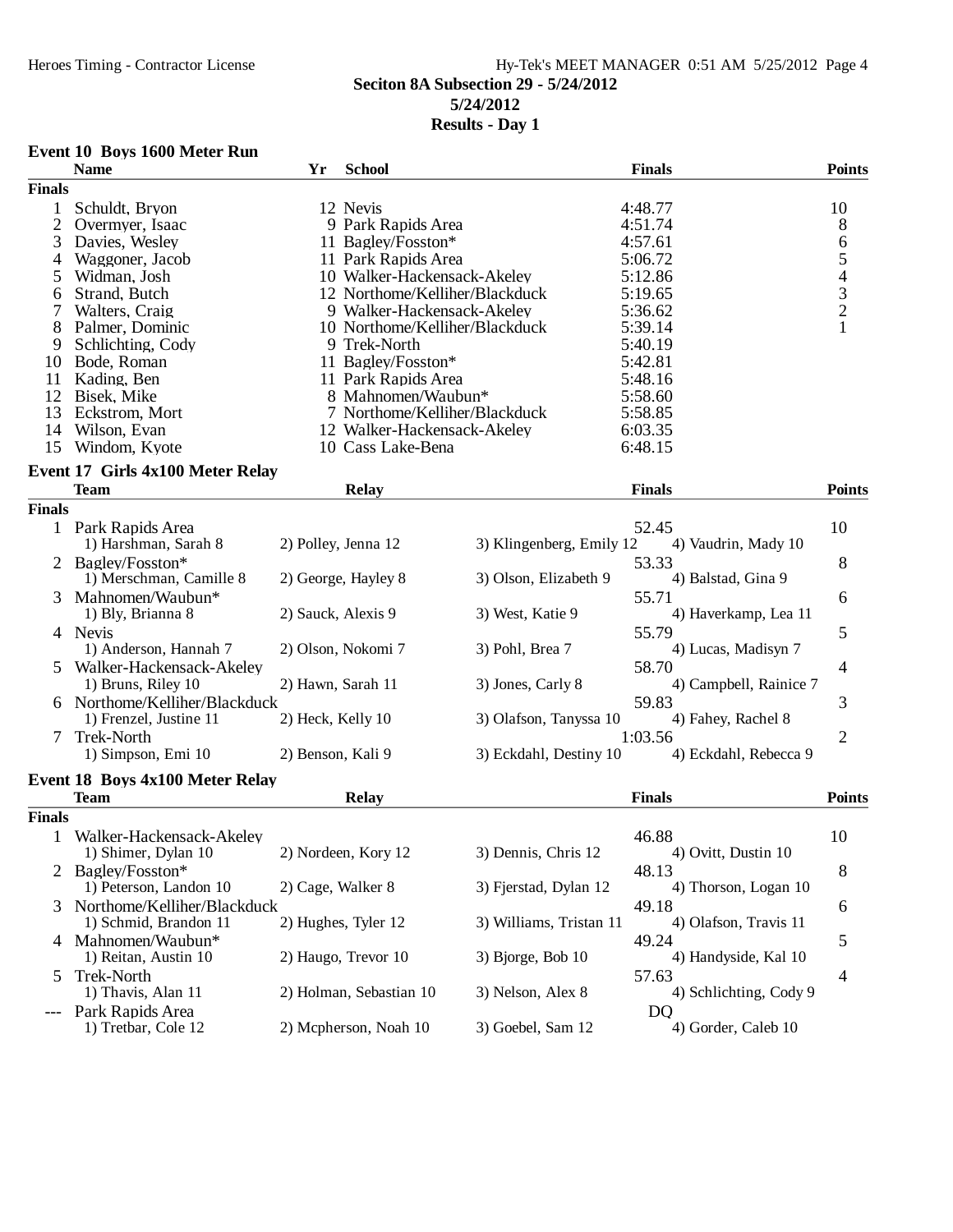# Seciton 8A Subsection 29 - 5/24/2012

**5/24/2012**

**Results - Day 1**

## Event 10 Boys 1600 Meter Run

| | Name | Yr | School | Finals | Points |
|---|---|---|---|---|---|
| **Finals** | | | | | |
| 1 | Schuldt, Bryon | 12 | Nevis | 4:48.77 | 10 |
| 2 | Overmyer, Isaac | 9 | Park Rapids Area | 4:51.74 | 8 |
| 3 | Davies, Wesley | 11 | Bagley/Fosston* | 4:57.61 | 6 |
| 4 | Waggoner, Jacob | 11 | Park Rapids Area | 5:06.72 | 5 |
| 5 | Widman, Josh | 10 | Walker-Hackensack-Akeley | 5:12.86 | 4 |
| 6 | Strand, Butch | 12 | Northome/Kelliher/Blackduck | 5:19.65 | 3 |
| 7 | Walters, Craig | 9 | Walker-Hackensack-Akeley | 5:36.62 | 2 |
| 8 | Palmer, Dominic | 10 | Northome/Kelliher/Blackduck | 5:39.14 | 1 |
| 9 | Schlichting, Cody | 9 | Trek-North | 5:40.19 | |
| 10 | Bode, Roman | 11 | Bagley/Fosston* | 5:42.81 | |
| 11 | Kading, Ben | 11 | Park Rapids Area | 5:48.16 | |
| 12 | Bisek, Mike | 8 | Mahnomen/Waubun* | 5:58.60 | |
| 13 | Eckstrom, Mort | 7 | Northome/Kelliher/Blackduck | 5:58.85 | |
| 14 | Wilson, Evan | 12 | Walker-Hackensack-Akeley | 6:03.35 | |
| 15 | Windom, Kyote | 10 | Cass Lake-Bena | 6:48.15 | |

## Event 17 Girls 4x100 Meter Relay

| | Team | Relay | | | Finals | Points |
|---|---|---|---|---|---|---|
| **Finals** | | | | | | |
| 1 | Park Rapids Area | | | | 52.45 | 10 |
| | 1) Harshman, Sarah 8 | 2) Polley, Jenna 12 | 3) Klingenberg, Emily 12 | 4) Vaudrin, Mady 10 | | |
| 2 | Bagley/Fosston* | | | | 53.33 | 8 |
| | 1) Merschman, Camille 8 | 2) George, Hayley 8 | 3) Olson, Elizabeth 9 | 4) Balstad, Gina 9 | | |
| 3 | Mahnomen/Waubun* | | | | 55.71 | 6 |
| | 1) Bly, Brianna 8 | 2) Sauck, Alexis 9 | 3) West, Katie 9 | 4) Haverkamp, Lea 11 | | |
| 4 | Nevis | | | | 55.79 | 5 |
| | 1) Anderson, Hannah 7 | 2) Olson, Nokomi 7 | 3) Pohl, Brea 7 | 4) Lucas, Madisyn 7 | | |
| 5 | Walker-Hackensack-Akeley | | | | 58.70 | 4 |
| | 1) Bruns, Riley 10 | 2) Hawn, Sarah 11 | 3) Jones, Carly 8 | 4) Campbell, Rainice 7 | | |
| 6 | Northome/Kelliher/Blackduck | | | | 59.83 | 3 |
| | 1) Frenzel, Justine 11 | 2) Heck, Kelly 10 | 3) Olafson, Tanyssa 10 | 4) Fahey, Rachel 8 | | |
| 7 | Trek-North | | | | 1:03.56 | 2 |
| | 1) Simpson, Emi 10 | 2) Benson, Kali 9 | 3) Eckdahl, Destiny 10 | 4) Eckdahl, Rebecca 9 | | |

## Event 18 Boys 4x100 Meter Relay

| | Team | Relay | | | Finals | Points |
|---|---|---|---|---|---|---|
| **Finals** | | | | | | |
| 1 | Walker-Hackensack-Akeley | | | | 46.88 | 10 |
| | 1) Shimer, Dylan 10 | 2) Nordeen, Kory 12 | 3) Dennis, Chris 12 | 4) Ovitt, Dustin 10 | | |
| 2 | Bagley/Fosston* | | | | 48.13 | 8 |
| | 1) Peterson, Landon 10 | 2) Cage, Walker 8 | 3) Fjerstad, Dylan 12 | 4) Thorson, Logan 10 | | |
| 3 | Northome/Kelliher/Blackduck | | | | 49.18 | 6 |
| | 1) Schmid, Brandon 11 | 2) Hughes, Tyler 12 | 3) Williams, Tristan 11 | 4) Olafson, Travis 11 | | |
| 4 | Mahnomen/Waubun* | | | | 49.24 | 5 |
| | 1) Reitan, Austin 10 | 2) Haugo, Trevor 10 | 3) Bjorge, Bob 10 | 4) Handyside, Kal 10 | | |
| 5 | Trek-North | | | | 57.63 | 4 |
| | 1) Thavis, Alan 11 | 2) Holman, Sebastian 10 | 3) Nelson, Alex 8 | 4) Schlichting, Cody 9 | | |
| --- | Park Rapids Area | | | | DQ | |
| | 1) Tretbar, Cole 12 | 2) Mcpherson, Noah 10 | 3) Goebel, Sam 12 | 4) Gorder, Caleb 10 | | |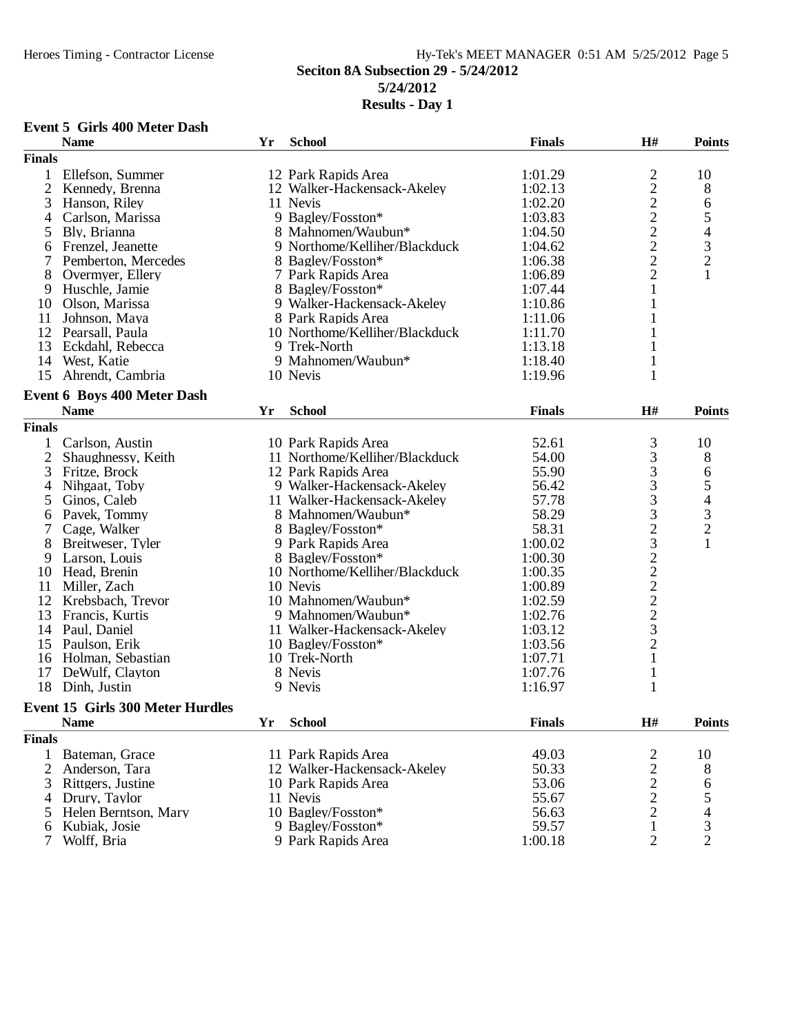**Seciton 8A Subsection 29 - 5/24/2012**

**5/24/2012**

**Results - Day 1**

### Event 5 Girls 400 Meter Dash

| | Name | Yr | School | Finals | H# | Points |
|---|---|---|---|---|---|---|
| **Finals** | | | | | | |
| 1 | Ellefson, Summer | 12 | Park Rapids Area | 1:01.29 | 2 | 10 |
| 2 | Kennedy, Brenna | 12 | Walker-Hackensack-Akeley | 1:02.13 | 2 | 8 |
| 3 | Hanson, Riley | 11 | Nevis | 1:02.20 | 2 | 6 |
| 4 | Carlson, Marissa | 9 | Bagley/Fosston* | 1:03.83 | 2 | 5 |
| 5 | Bly, Brianna | 8 | Mahnomen/Waubun* | 1:04.50 | 2 | 4 |
| 6 | Frenzel, Jeanette | 9 | Northome/Kelliher/Blackduck | 1:04.62 | 2 | 3 |
| 7 | Pemberton, Mercedes | 8 | Bagley/Fosston* | 1:06.38 | 2 | 2 |
| 8 | Overmyer, Ellery | 7 | Park Rapids Area | 1:06.89 | 2 | 1 |
| 9 | Huschle, Jamie | 8 | Bagley/Fosston* | 1:07.44 | 1 | |
| 10 | Olson, Marissa | 9 | Walker-Hackensack-Akeley | 1:10.86 | 1 | |
| 11 | Johnson, Maya | 8 | Park Rapids Area | 1:11.06 | 1 | |
| 12 | Pearsall, Paula | 10 | Northome/Kelliher/Blackduck | 1:11.70 | 1 | |
| 13 | Eckdahl, Rebecca | 9 | Trek-North | 1:13.18 | 1 | |
| 14 | West, Katie | 9 | Mahnomen/Waubun* | 1:18.40 | 1 | |
| 15 | Ahrendt, Cambria | 10 | Nevis | 1:19.96 | 1 | |

### Event 6 Boys 400 Meter Dash

| | Name | Yr | School | Finals | H# | Points |
|---|---|---|---|---|---|---|
| **Finals** | | | | | | |
| 1 | Carlson, Austin | 10 | Park Rapids Area | 52.61 | 3 | 10 |
| 2 | Shaughnessy, Keith | 11 | Northome/Kelliher/Blackduck | 54.00 | 3 | 8 |
| 3 | Fritze, Brock | 12 | Park Rapids Area | 55.90 | 3 | 6 |
| 4 | Nihgaat, Toby | 9 | Walker-Hackensack-Akeley | 56.42 | 3 | 5 |
| 5 | Ginos, Caleb | 11 | Walker-Hackensack-Akeley | 57.78 | 3 | 4 |
| 6 | Pavek, Tommy | 8 | Mahnomen/Waubun* | 58.29 | 3 | 3 |
| 7 | Cage, Walker | 8 | Bagley/Fosston* | 58.31 | 2 | 2 |
| 8 | Breitweser, Tyler | 9 | Park Rapids Area | 1:00.02 | 3 | 1 |
| 9 | Larson, Louis | 8 | Bagley/Fosston* | 1:00.30 | 2 | |
| 10 | Head, Brenin | 10 | Northome/Kelliher/Blackduck | 1:00.35 | 2 | |
| 11 | Miller, Zach | 10 | Nevis | 1:00.89 | 2 | |
| 12 | Krebsbach, Trevor | 10 | Mahnomen/Waubun* | 1:02.59 | 2 | |
| 13 | Francis, Kurtis | 9 | Mahnomen/Waubun* | 1:02.76 | 2 | |
| 14 | Paul, Daniel | 11 | Walker-Hackensack-Akeley | 1:03.12 | 3 | |
| 15 | Paulson, Erik | 10 | Bagley/Fosston* | 1:03.56 | 2 | |
| 16 | Holman, Sebastian | 10 | Trek-North | 1:07.71 | 1 | |
| 17 | DeWulf, Clayton | 8 | Nevis | 1:07.76 | 1 | |
| 18 | Dinh, Justin | 9 | Nevis | 1:16.97 | 1 | |

### Event 15 Girls 300 Meter Hurdles

| | Name | Yr | School | Finals | H# | Points |
|---|---|---|---|---|---|---|
| **Finals** | | | | | | |
| 1 | Bateman, Grace | 11 | Park Rapids Area | 49.03 | 2 | 10 |
| 2 | Anderson, Tara | 12 | Walker-Hackensack-Akeley | 50.33 | 2 | 8 |
| 3 | Rittgers, Justine | 10 | Park Rapids Area | 53.06 | 2 | 6 |
| 4 | Drury, Taylor | 11 | Nevis | 55.67 | 2 | 5 |
| 5 | Helen Berntson, Mary | 10 | Bagley/Fosston* | 56.63 | 2 | 4 |
| 6 | Kubiak, Josie | 9 | Bagley/Fosston* | 59.57 | 1 | 3 |
| 7 | Wolff, Bria | 9 | Park Rapids Area | 1:00.18 | 2 | 2 |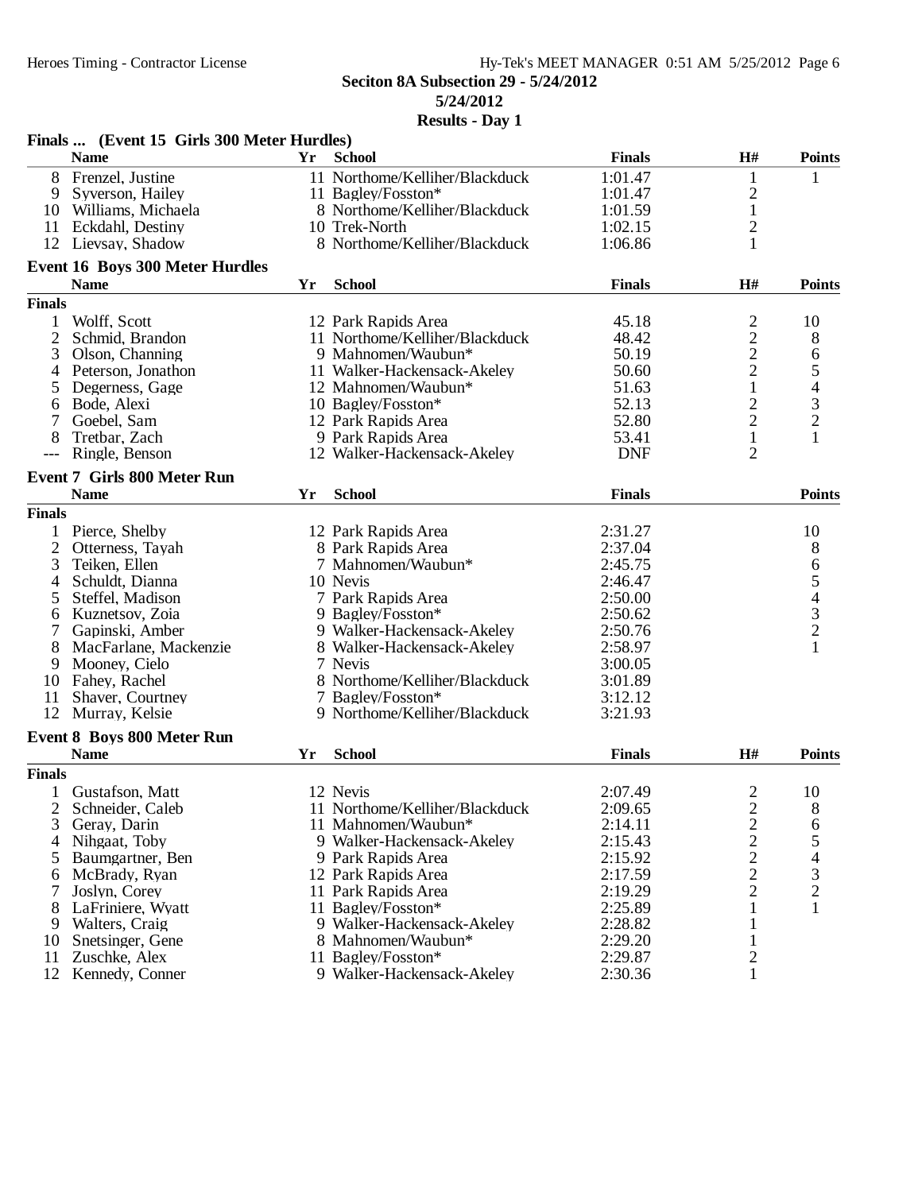## Seciton 8A Subsection 29 - 5/24/2012

**5/24/2012**

**Results - Day 1**

### Finals ... (Event 15 Girls 300 Meter Hurdles)

| | Name | Yr | School | Finals | H# | Points |
|---|---|---|---|---|---|---|
| 8 | Frenzel, Justine | 11 | Northome/Kelliher/Blackduck | 1:01.47 | 1 | 1 |
| 9 | Syverson, Hailey | 11 | Bagley/Fosston* | 1:01.47 | 2 | |
| 10 | Williams, Michaela | 8 | Northome/Kelliher/Blackduck | 1:01.59 | 1 | |
| 11 | Eckdahl, Destiny | 10 | Trek-North | 1:02.15 | 2 | |
| 12 | Lievsay, Shadow | 8 | Northome/Kelliher/Blackduck | 1:06.86 | 1 | |

### Event 16 Boys 300 Meter Hurdles

**Finals**

| | Name | Yr | School | Finals | H# | Points |
|---|---|---|---|---|---|---|
| 1 | Wolff, Scott | 12 | Park Rapids Area | 45.18 | 2 | 10 |
| 2 | Schmid, Brandon | 11 | Northome/Kelliher/Blackduck | 48.42 | 2 | 8 |
| 3 | Olson, Channing | 9 | Mahnomen/Waubun* | 50.19 | 2 | 6 |
| 4 | Peterson, Jonathon | 11 | Walker-Hackensack-Akeley | 50.60 | 2 | 5 |
| 5 | Degerness, Gage | 12 | Mahnomen/Waubun* | 51.63 | 1 | 4 |
| 6 | Bode, Alexi | 10 | Bagley/Fosston* | 52.13 | 2 | 3 |
| 7 | Goebel, Sam | 12 | Park Rapids Area | 52.80 | 2 | 2 |
| 8 | Tretbar, Zach | 9 | Park Rapids Area | 53.41 | 1 | 1 |
| --- | Ringle, Benson | 12 | Walker-Hackensack-Akeley | DNF | 2 | |

### Event 7 Girls 800 Meter Run

**Finals**

| | Name | Yr | School | Finals | Points |
|---|---|---|---|---|---|
| 1 | Pierce, Shelby | 12 | Park Rapids Area | 2:31.27 | 10 |
| 2 | Otterness, Tayah | 8 | Park Rapids Area | 2:37.04 | 8 |
| 3 | Teiken, Ellen | 7 | Mahnomen/Waubun* | 2:45.75 | 6 |
| 4 | Schuldt, Dianna | 10 | Nevis | 2:46.47 | 5 |
| 5 | Steffel, Madison | 7 | Park Rapids Area | 2:50.00 | 4 |
| 6 | Kuznetsov, Zoia | 9 | Bagley/Fosston* | 2:50.62 | 3 |
| 7 | Gapinski, Amber | 9 | Walker-Hackensack-Akeley | 2:50.76 | 2 |
| 8 | MacFarlane, Mackenzie | 8 | Walker-Hackensack-Akeley | 2:58.97 | 1 |
| 9 | Mooney, Cielo | 7 | Nevis | 3:00.05 | |
| 10 | Fahey, Rachel | 8 | Northome/Kelliher/Blackduck | 3:01.89 | |
| 11 | Shaver, Courtney | 7 | Bagley/Fosston* | 3:12.12 | |
| 12 | Murray, Kelsie | 9 | Northome/Kelliher/Blackduck | 3:21.93 | |

### Event 8 Boys 800 Meter Run

**Finals**

| | Name | Yr | School | Finals | H# | Points |
|---|---|---|---|---|---|---|
| 1 | Gustafson, Matt | 12 | Nevis | 2:07.49 | 2 | 10 |
| 2 | Schneider, Caleb | 11 | Northome/Kelliher/Blackduck | 2:09.65 | 2 | 8 |
| 3 | Geray, Darin | 11 | Mahnomen/Waubun* | 2:14.11 | 2 | 6 |
| 4 | Nihgaat, Toby | 9 | Walker-Hackensack-Akeley | 2:15.43 | 2 | 5 |
| 5 | Baumgartner, Ben | 9 | Park Rapids Area | 2:15.92 | 2 | 4 |
| 6 | McBrady, Ryan | 12 | Park Rapids Area | 2:17.59 | 2 | 3 |
| 7 | Joslyn, Corey | 11 | Park Rapids Area | 2:19.29 | 2 | 2 |
| 8 | LaFriniere, Wyatt | 11 | Bagley/Fosston* | 2:25.89 | 1 | 1 |
| 9 | Walters, Craig | 9 | Walker-Hackensack-Akeley | 2:28.82 | 1 | |
| 10 | Snetsinger, Gene | 8 | Mahnomen/Waubun* | 2:29.20 | 1 | |
| 11 | Zuschke, Alex | 11 | Bagley/Fosston* | 2:29.87 | 2 | |
| 12 | Kennedy, Conner | 9 | Walker-Hackensack-Akeley | 2:30.36 | 1 | |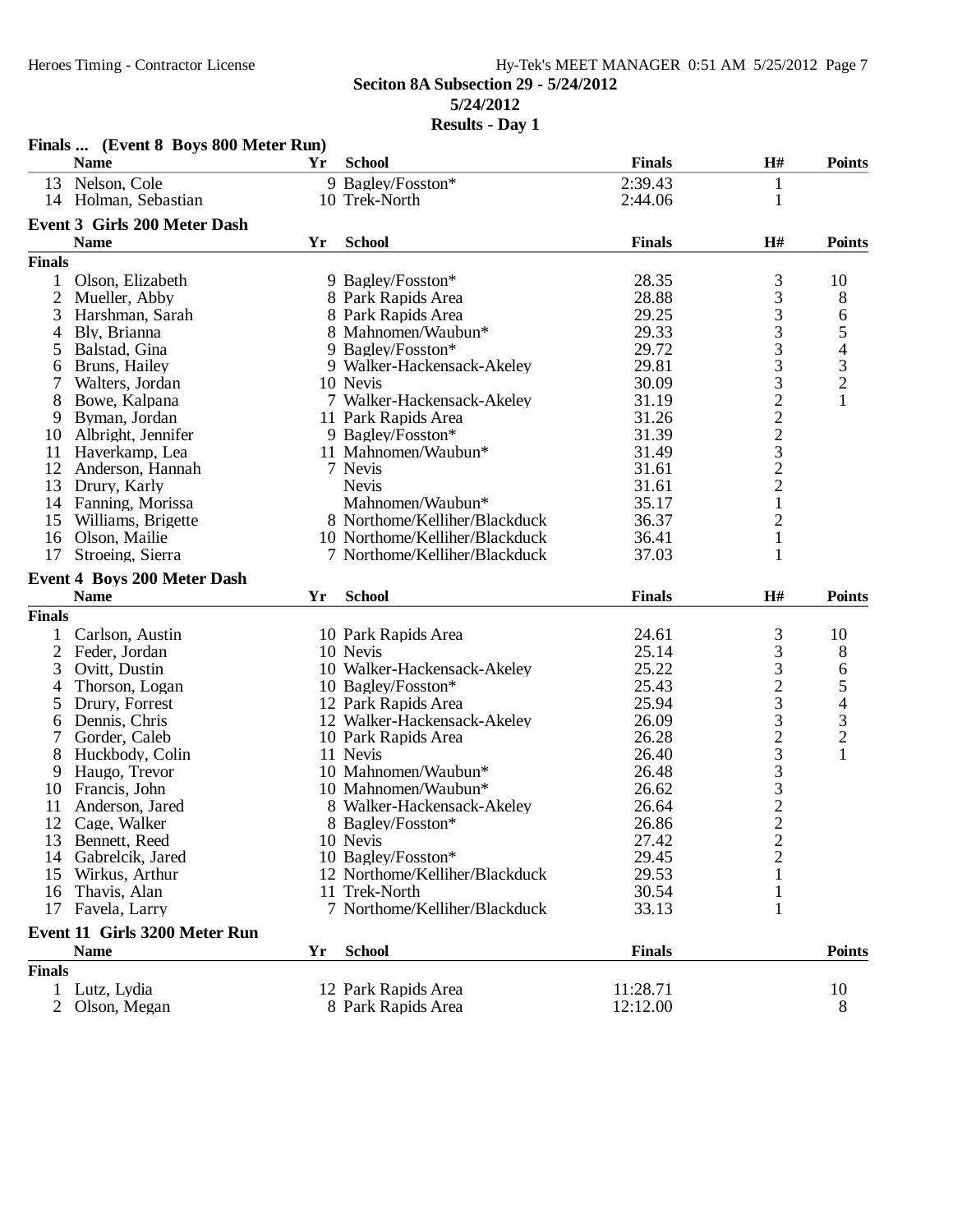Seciton 8A Subsection 29 - 5/24/2012

5/24/2012

**Results - Day 1**

### Finals ... (Event 8 Boys 800 Meter Run)

| | Name | Yr | School | Finals | H# | Points |
|---|---|---|---|---|---|---|
| 13 | Nelson, Cole | 9 | Bagley/Fosston* | 2:39.43 | 1 | |
| 14 | Holman, Sebastian | 10 | Trek-North | 2:44.06 | 1 | |

### Event 3 Girls 200 Meter Dash

| | Name | Yr | School | Finals | H# | Points |
|---|---|---|---|---|---|---|
| **Finals** | | | | | | |
| 1 | Olson, Elizabeth | 9 | Bagley/Fosston* | 28.35 | 3 | 10 |
| 2 | Mueller, Abby | 8 | Park Rapids Area | 28.88 | 3 | 8 |
| 3 | Harshman, Sarah | 8 | Park Rapids Area | 29.25 | 3 | 6 |
| 4 | Bly, Brianna | 8 | Mahnomen/Waubun* | 29.33 | 3 | 5 |
| 5 | Balstad, Gina | 9 | Bagley/Fosston* | 29.72 | 3 | 4 |
| 6 | Bruns, Hailey | 9 | Walker-Hackensack-Akeley | 29.81 | 3 | 3 |
| 7 | Walters, Jordan | 10 | Nevis | 30.09 | 3 | 2 |
| 8 | Bowe, Kalpana | 7 | Walker-Hackensack-Akeley | 31.19 | 2 | 1 |
| 9 | Byman, Jordan | 11 | Park Rapids Area | 31.26 | 2 | |
| 10 | Albright, Jennifer | 9 | Bagley/Fosston* | 31.39 | 2 | |
| 11 | Haverkamp, Lea | 11 | Mahnomen/Waubun* | 31.49 | 3 | |
| 12 | Anderson, Hannah | 7 | Nevis | 31.61 | 2 | |
| 13 | Drury, Karly | | Nevis | 31.61 | 2 | |
| 14 | Fanning, Morissa | | Mahnomen/Waubun* | 35.17 | 1 | |
| 15 | Williams, Brigette | 8 | Northome/Kelliher/Blackduck | 36.37 | 2 | |
| 16 | Olson, Mailie | 10 | Northome/Kelliher/Blackduck | 36.41 | 1 | |
| 17 | Stroeing, Sierra | 7 | Northome/Kelliher/Blackduck | 37.03 | 1 | |

### Event 4 Boys 200 Meter Dash

| | Name | Yr | School | Finals | H# | Points |
|---|---|---|---|---|---|---|
| **Finals** | | | | | | |
| 1 | Carlson, Austin | 10 | Park Rapids Area | 24.61 | 3 | 10 |
| 2 | Feder, Jordan | 10 | Nevis | 25.14 | 3 | 8 |
| 3 | Ovitt, Dustin | 10 | Walker-Hackensack-Akeley | 25.22 | 3 | 6 |
| 4 | Thorson, Logan | 10 | Bagley/Fosston* | 25.43 | 2 | 5 |
| 5 | Drury, Forrest | 12 | Park Rapids Area | 25.94 | 3 | 4 |
| 6 | Dennis, Chris | 12 | Walker-Hackensack-Akeley | 26.09 | 3 | 3 |
| 7 | Gorder, Caleb | 10 | Park Rapids Area | 26.28 | 2 | 2 |
| 8 | Huckbody, Colin | 11 | Nevis | 26.40 | 3 | 1 |
| 9 | Haugo, Trevor | 10 | Mahnomen/Waubun* | 26.48 | 3 | |
| 10 | Francis, John | 10 | Mahnomen/Waubun* | 26.62 | 3 | |
| 11 | Anderson, Jared | 8 | Walker-Hackensack-Akeley | 26.64 | 2 | |
| 12 | Cage, Walker | 8 | Bagley/Fosston* | 26.86 | 2 | |
| 13 | Bennett, Reed | 10 | Nevis | 27.42 | 2 | |
| 14 | Gabrelcik, Jared | 10 | Bagley/Fosston* | 29.45 | 2 | |
| 15 | Wirkus, Arthur | 12 | Northome/Kelliher/Blackduck | 29.53 | 1 | |
| 16 | Thavis, Alan | 11 | Trek-North | 30.54 | 1 | |
| 17 | Favela, Larry | 7 | Northome/Kelliher/Blackduck | 33.13 | 1 | |

### Event 11 Girls 3200 Meter Run

| | Name | Yr | School | Finals | Points |
|---|---|---|---|---|---|
| **Finals** | | | | | |
| 1 | Lutz, Lydia | 12 | Park Rapids Area | 11:28.71 | 10 |
| 2 | Olson, Megan | 8 | Park Rapids Area | 12:12.00 | 8 |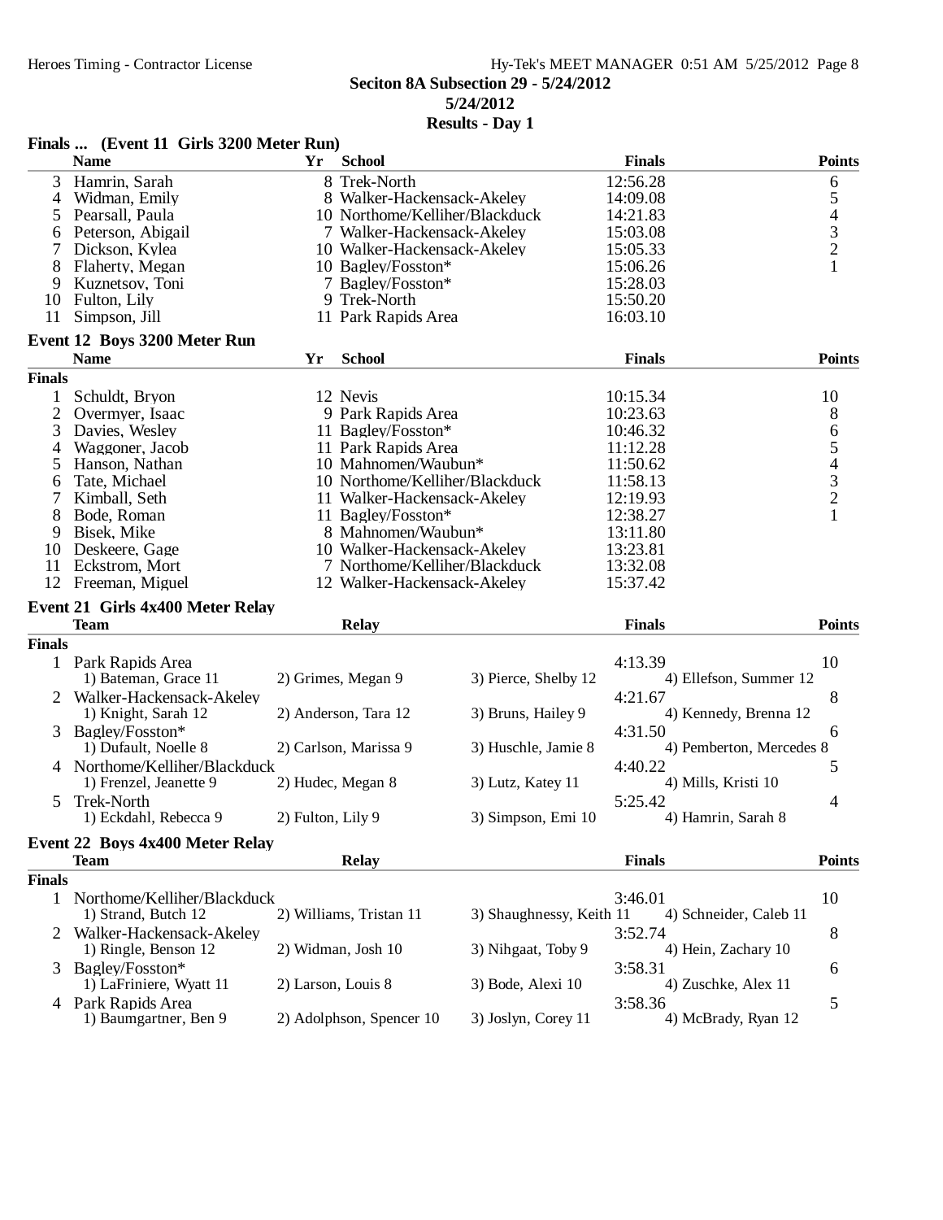## Seciton 8A Subsection 29 - 5/24/2012

**5/24/2012**

**Results - Day 1**

### Finals ... (Event 11 Girls 3200 Meter Run)

| | Name | Yr | School | Finals | Points |
|---|---|---|---|---|---|
| 3 | Hamrin, Sarah | 8 | Trek-North | 12:56.28 | 6 |
| 4 | Widman, Emily | 8 | Walker-Hackensack-Akeley | 14:09.08 | 5 |
| 5 | Pearsall, Paula | 10 | Northome/Kelliher/Blackduck | 14:21.83 | 4 |
| 6 | Peterson, Abigail | 7 | Walker-Hackensack-Akeley | 15:03.08 | 3 |
| 7 | Dickson, Kylea | 10 | Walker-Hackensack-Akeley | 15:05.33 | 2 |
| 8 | Flaherty, Megan | 10 | Bagley/Fosston* | 15:06.26 | 1 |
| 9 | Kuznetsov, Toni | 7 | Bagley/Fosston* | 15:28.03 | |
| 10 | Fulton, Lily | 9 | Trek-North | 15:50.20 | |
| 11 | Simpson, Jill | 11 | Park Rapids Area | 16:03.10 | |

### Event 12 Boys 3200 Meter Run

**Finals**

| | Name | Yr | School | Finals | Points |
|---|---|---|---|---|---|
| 1 | Schuldt, Bryon | 12 | Nevis | 10:15.34 | 10 |
| 2 | Overmyer, Isaac | 9 | Park Rapids Area | 10:23.63 | 8 |
| 3 | Davies, Wesley | 11 | Bagley/Fosston* | 10:46.32 | 6 |
| 4 | Waggoner, Jacob | 11 | Park Rapids Area | 11:12.28 | 5 |
| 5 | Hanson, Nathan | 10 | Mahnomen/Waubun* | 11:50.62 | 4 |
| 6 | Tate, Michael | 10 | Northome/Kelliher/Blackduck | 11:58.13 | 3 |
| 7 | Kimball, Seth | 11 | Walker-Hackensack-Akeley | 12:19.93 | 2 |
| 8 | Bode, Roman | 11 | Bagley/Fosston* | 12:38.27 | 1 |
| 9 | Bisek, Mike | 8 | Mahnomen/Waubun* | 13:11.80 | |
| 10 | Deskeere, Gage | 10 | Walker-Hackensack-Akeley | 13:23.81 | |
| 11 | Eckstrom, Mort | 7 | Northome/Kelliher/Blackduck | 13:32.08 | |
| 12 | Freeman, Miguel | 12 | Walker-Hackensack-Akeley | 15:37.42 | |

### Event 21 Girls 4x400 Meter Relay

**Finals**

| | Team | Relay | | Finals | Points |
|---|---|---|---|---|---|
| 1 | Park Rapids Area | | | 4:13.39 | 10 |
| | 1) Bateman, Grace 11 | 2) Grimes, Megan 9 | 3) Pierce, Shelby 12 | 4) Ellefson, Summer 12 | |
| 2 | Walker-Hackensack-Akeley | | | 4:21.67 | 8 |
| | 1) Knight, Sarah 12 | 2) Anderson, Tara 12 | 3) Bruns, Hailey 9 | 4) Kennedy, Brenna 12 | |
| 3 | Bagley/Fosston* | | | 4:31.50 | 6 |
| | 1) Dufault, Noelle 8 | 2) Carlson, Marissa 9 | 3) Huschle, Jamie 8 | 4) Pemberton, Mercedes 8 | |
| 4 | Northome/Kelliher/Blackduck | | | 4:40.22 | 5 |
| | 1) Frenzel, Jeanette 9 | 2) Hudec, Megan 8 | 3) Lutz, Katey 11 | 4) Mills, Kristi 10 | |
| 5 | Trek-North | | | 5:25.42 | 4 |
| | 1) Eckdahl, Rebecca 9 | 2) Fulton, Lily 9 | 3) Simpson, Emi 10 | 4) Hamrin, Sarah 8 | |

### Event 22 Boys 4x400 Meter Relay

**Finals**

| | Team | Relay | | Finals | Points |
|---|---|---|---|---|---|
| 1 | Northome/Kelliher/Blackduck | | | 3:46.01 | 10 |
| | 1) Strand, Butch 12 | 2) Williams, Tristan 11 | 3) Shaughnessy, Keith 11 | 4) Schneider, Caleb 11 | |
| 2 | Walker-Hackensack-Akeley | | | 3:52.74 | 8 |
| | 1) Ringle, Benson 12 | 2) Widman, Josh 10 | 3) Nihgaat, Toby 9 | 4) Hein, Zachary 10 | |
| 3 | Bagley/Fosston* | | | 3:58.31 | 6 |
| | 1) LaFriniere, Wyatt 11 | 2) Larson, Louis 8 | 3) Bode, Alexi 10 | 4) Zuschke, Alex 11 | |
| 4 | Park Rapids Area | | | 3:58.36 | 5 |
| | 1) Baumgartner, Ben 9 | 2) Adolphson, Spencer 10 | 3) Joslyn, Corey 11 | 4) McBrady, Ryan 12 | |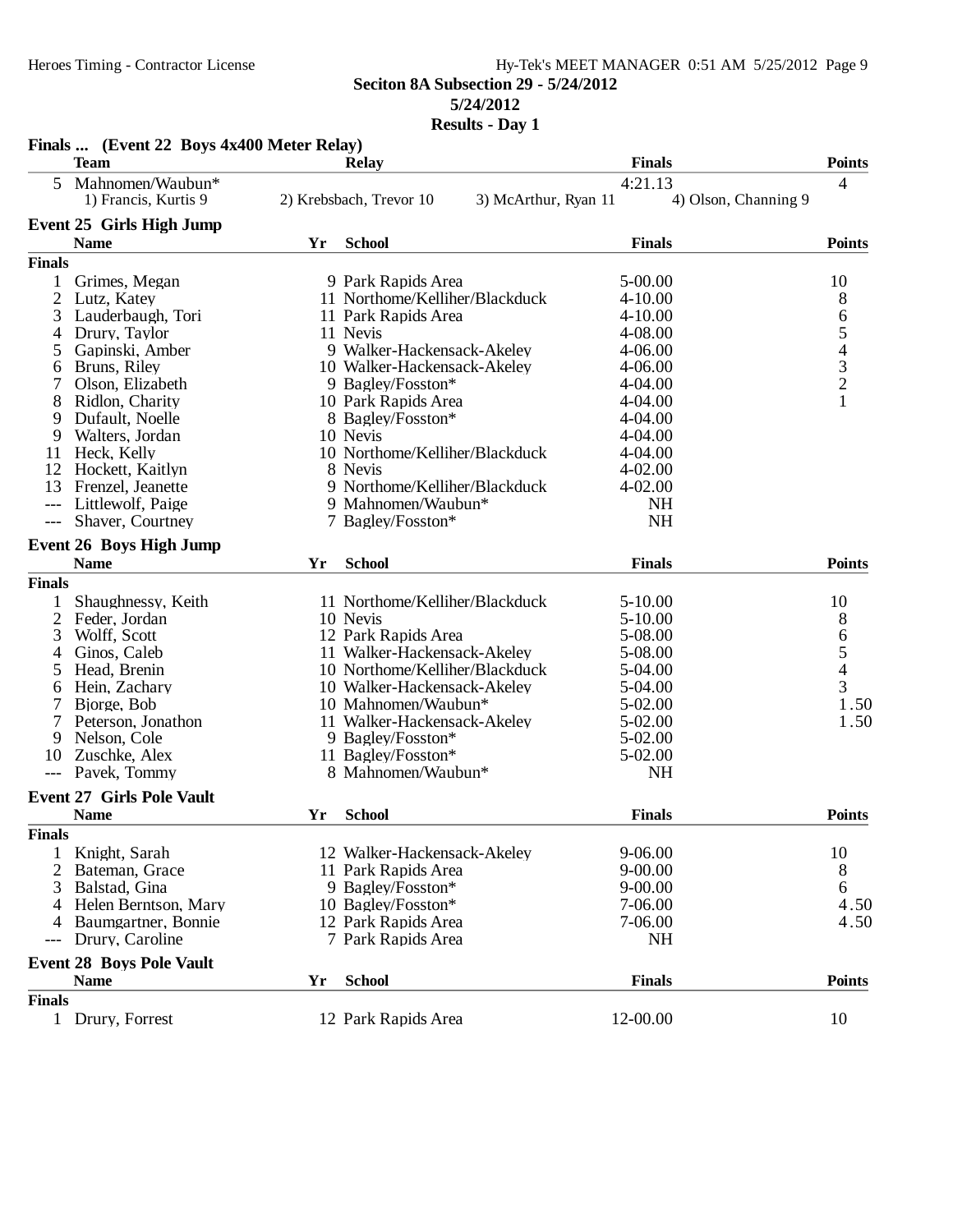## Seciton 8A Subsection 29 - 5/24/2012

**5/24/2012**

**Results - Day 1**

### Finals ... (Event 22 Boys 4x400 Meter Relay)

| | Team | Relay | | Finals | Points |
|---|---|---|---|---|---|
| 5 | Mahnomen/Waubun* | | | 4:21.13 | 4 |
| | 1) Francis, Kurtis 9 | 2) Krebsbach, Trevor 10 | 3) McArthur, Ryan 11 | 4) Olson, Channing 9 | |

### Event 25 Girls High Jump

| | Name | Yr | School | Finals | Points |
|---|---|---|---|---|---|
| **Finals** | | | | | |
| 1 | Grimes, Megan | 9 | Park Rapids Area | 5-00.00 | 10 |
| 2 | Lutz, Katey | 11 | Northome/Kelliher/Blackduck | 4-10.00 | 8 |
| 3 | Lauderbaugh, Tori | 11 | Park Rapids Area | 4-10.00 | 6 |
| 4 | Drury, Taylor | 11 | Nevis | 4-08.00 | 5 |
| 5 | Gapinski, Amber | 9 | Walker-Hackensack-Akeley | 4-06.00 | 4 |
| 6 | Bruns, Riley | 10 | Walker-Hackensack-Akeley | 4-06.00 | 3 |
| 7 | Olson, Elizabeth | 9 | Bagley/Fosston* | 4-04.00 | 2 |
| 8 | Ridlon, Charity | 10 | Park Rapids Area | 4-04.00 | 1 |
| 9 | Dufault, Noelle | 8 | Bagley/Fosston* | 4-04.00 | |
| 9 | Walters, Jordan | 10 | Nevis | 4-04.00 | |
| 11 | Heck, Kelly | 10 | Northome/Kelliher/Blackduck | 4-04.00 | |
| 12 | Hockett, Kaitlyn | 8 | Nevis | 4-02.00 | |
| 13 | Frenzel, Jeanette | 9 | Northome/Kelliher/Blackduck | 4-02.00 | |
| --- | Littlewolf, Paige | 9 | Mahnomen/Waubun* | NH | |
| --- | Shaver, Courtney | 7 | Bagley/Fosston* | NH | |

### Event 26 Boys High Jump

| | Name | Yr | School | Finals | Points |
|---|---|---|---|---|---|
| **Finals** | | | | | |
| 1 | Shaughnessy, Keith | 11 | Northome/Kelliher/Blackduck | 5-10.00 | 10 |
| 2 | Feder, Jordan | 10 | Nevis | 5-10.00 | 8 |
| 3 | Wolff, Scott | 12 | Park Rapids Area | 5-08.00 | 6 |
| 4 | Ginos, Caleb | 11 | Walker-Hackensack-Akeley | 5-08.00 | 5 |
| 5 | Head, Brenin | 10 | Northome/Kelliher/Blackduck | 5-04.00 | 4 |
| 6 | Hein, Zachary | 10 | Walker-Hackensack-Akeley | 5-04.00 | 3 |
| 7 | Bjorge, Bob | 10 | Mahnomen/Waubun* | 5-02.00 | 1.50 |
| 7 | Peterson, Jonathon | 11 | Walker-Hackensack-Akeley | 5-02.00 | 1.50 |
| 9 | Nelson, Cole | 9 | Bagley/Fosston* | 5-02.00 | |
| 10 | Zuschke, Alex | 11 | Bagley/Fosston* | 5-02.00 | |
| --- | Pavek, Tommy | 8 | Mahnomen/Waubun* | NH | |

### Event 27 Girls Pole Vault

| | Name | Yr | School | Finals | Points |
|---|---|---|---|---|---|
| **Finals** | | | | | |
| 1 | Knight, Sarah | 12 | Walker-Hackensack-Akeley | 9-06.00 | 10 |
| 2 | Bateman, Grace | 11 | Park Rapids Area | 9-00.00 | 8 |
| 3 | Balstad, Gina | 9 | Bagley/Fosston* | 9-00.00 | 6 |
| 4 | Helen Berntson, Mary | 10 | Bagley/Fosston* | 7-06.00 | 4.50 |
| 4 | Baumgartner, Bonnie | 12 | Park Rapids Area | 7-06.00 | 4.50 |
| --- | Drury, Caroline | 7 | Park Rapids Area | NH | |

### Event 28 Boys Pole Vault

| | Name | Yr | School | Finals | Points |
|---|---|---|---|---|---|
| **Finals** | | | | | |
| 1 | Drury, Forrest | 12 | Park Rapids Area | 12-00.00 | 10 |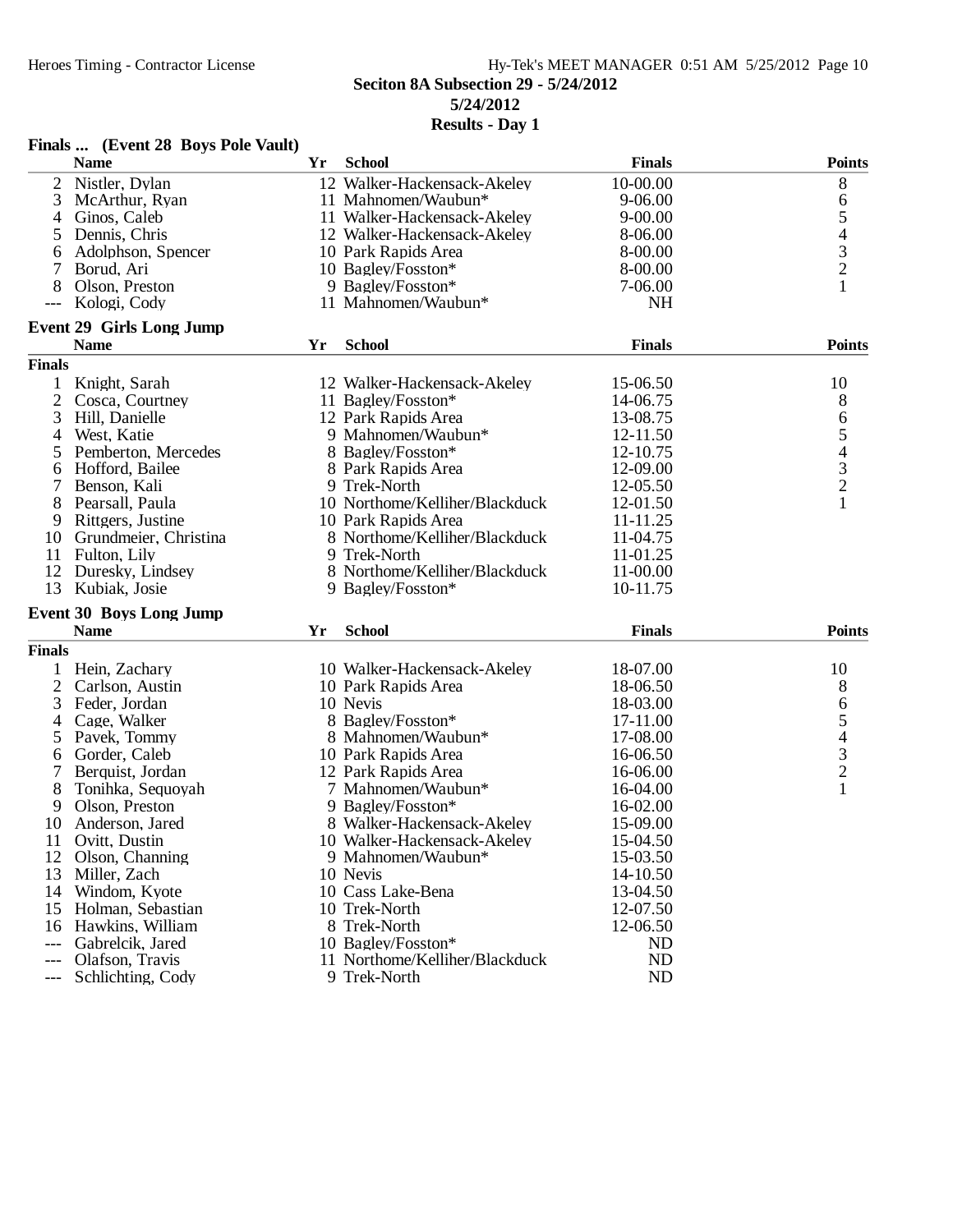## Seciton 8A Subsection 29 - 5/24/2012

**5/24/2012**

**Results - Day 1**

### Finals ... (Event 28 Boys Pole Vault)

| | Name | Yr | School | Finals | Points |
|---|---|---|---|---|---|
| 2 | Nistler, Dylan | 12 | Walker-Hackensack-Akeley | 10-00.00 | 8 |
| 3 | McArthur, Ryan | 11 | Mahnomen/Waubun* | 9-06.00 | 6 |
| 4 | Ginos, Caleb | 11 | Walker-Hackensack-Akeley | 9-00.00 | 5 |
| 5 | Dennis, Chris | 12 | Walker-Hackensack-Akeley | 8-06.00 | 4 |
| 6 | Adolphson, Spencer | 10 | Park Rapids Area | 8-00.00 | 3 |
| 7 | Borud, Ari | 10 | Bagley/Fosston* | 8-00.00 | 2 |
| 8 | Olson, Preston | 9 | Bagley/Fosston* | 7-06.00 | 1 |
| --- | Kologi, Cody | 11 | Mahnomen/Waubun* | NH | |

### Event 29 Girls Long Jump

**Finals**

| | Name | Yr | School | Finals | Points |
|---|---|---|---|---|---|
| 1 | Knight, Sarah | 12 | Walker-Hackensack-Akeley | 15-06.50 | 10 |
| 2 | Cosca, Courtney | 11 | Bagley/Fosston* | 14-06.75 | 8 |
| 3 | Hill, Danielle | 12 | Park Rapids Area | 13-08.75 | 6 |
| 4 | West, Katie | 9 | Mahnomen/Waubun* | 12-11.50 | 5 |
| 5 | Pemberton, Mercedes | 8 | Bagley/Fosston* | 12-10.75 | 4 |
| 6 | Hofford, Bailee | 8 | Park Rapids Area | 12-09.00 | 3 |
| 7 | Benson, Kali | 9 | Trek-North | 12-05.50 | 2 |
| 8 | Pearsall, Paula | 10 | Northome/Kelliher/Blackduck | 12-01.50 | 1 |
| 9 | Rittgers, Justine | 10 | Park Rapids Area | 11-11.25 | |
| 10 | Grundmeier, Christina | 8 | Northome/Kelliher/Blackduck | 11-04.75 | |
| 11 | Fulton, Lily | 9 | Trek-North | 11-01.25 | |
| 12 | Duresky, Lindsey | 8 | Northome/Kelliher/Blackduck | 11-00.00 | |
| 13 | Kubiak, Josie | 9 | Bagley/Fosston* | 10-11.75 | |

### Event 30 Boys Long Jump

**Finals**

| | Name | Yr | School | Finals | Points |
|---|---|---|---|---|---|
| 1 | Hein, Zachary | 10 | Walker-Hackensack-Akeley | 18-07.00 | 10 |
| 2 | Carlson, Austin | 10 | Park Rapids Area | 18-06.50 | 8 |
| 3 | Feder, Jordan | 10 | Nevis | 18-03.00 | 6 |
| 4 | Cage, Walker | 8 | Bagley/Fosston* | 17-11.00 | 5 |
| 5 | Pavek, Tommy | 8 | Mahnomen/Waubun* | 17-08.00 | 4 |
| 6 | Gorder, Caleb | 10 | Park Rapids Area | 16-06.50 | 3 |
| 7 | Berquist, Jordan | 12 | Park Rapids Area | 16-06.00 | 2 |
| 8 | Tonihka, Sequoyah | 7 | Mahnomen/Waubun* | 16-04.00 | 1 |
| 9 | Olson, Preston | 9 | Bagley/Fosston* | 16-02.00 | |
| 10 | Anderson, Jared | 8 | Walker-Hackensack-Akeley | 15-09.00 | |
| 11 | Ovitt, Dustin | 10 | Walker-Hackensack-Akeley | 15-04.50 | |
| 12 | Olson, Channing | 9 | Mahnomen/Waubun* | 15-03.50 | |
| 13 | Miller, Zach | 10 | Nevis | 14-10.50 | |
| 14 | Windom, Kyote | 10 | Cass Lake-Bena | 13-04.50 | |
| 15 | Holman, Sebastian | 10 | Trek-North | 12-07.50 | |
| 16 | Hawkins, William | 8 | Trek-North | 12-06.50 | |
| --- | Gabrelcik, Jared | 10 | Bagley/Fosston* | ND | |
| --- | Olafson, Travis | 11 | Northome/Kelliher/Blackduck | ND | |
| --- | Schlichting, Cody | 9 | Trek-North | ND | |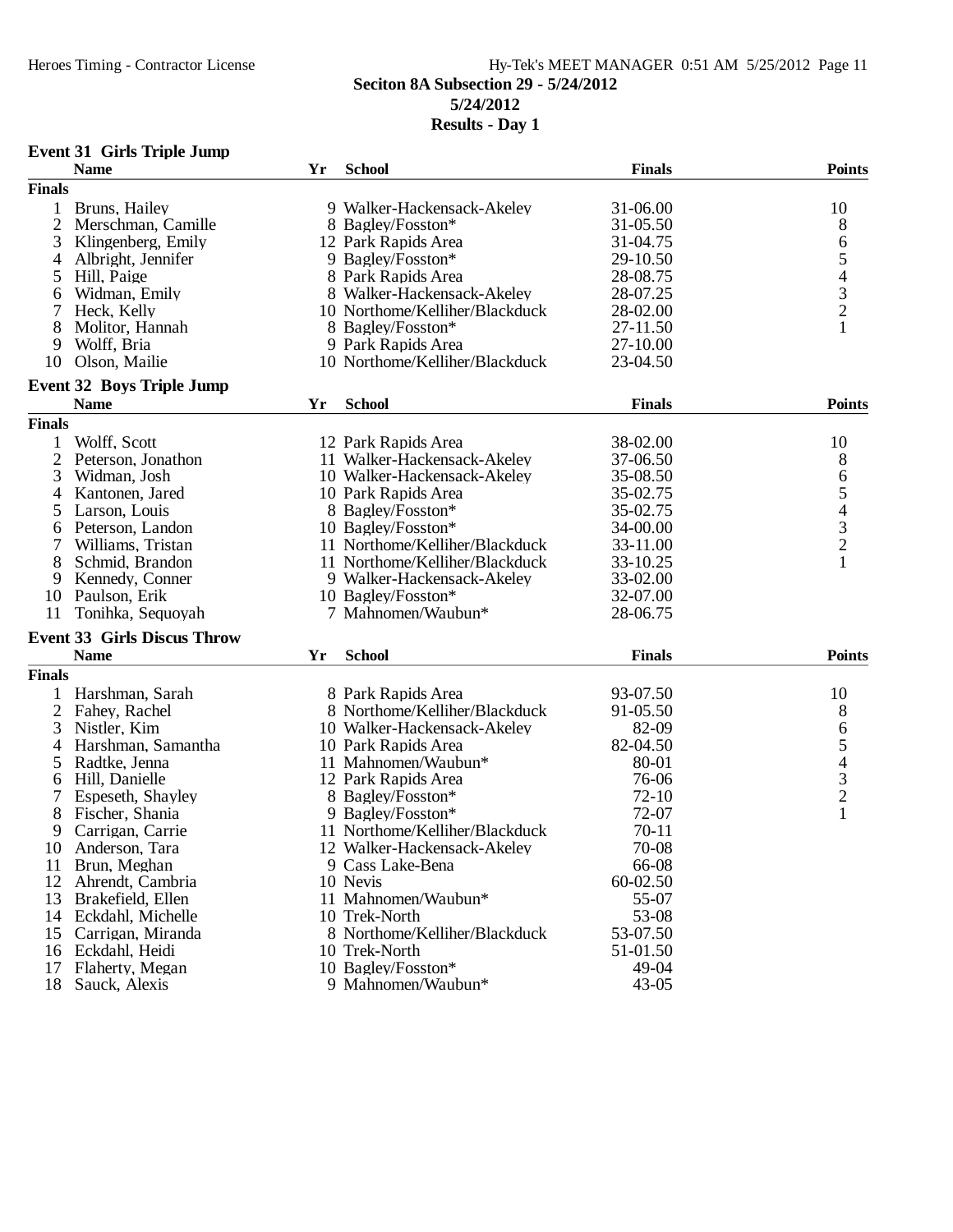# Seciton 8A Subsection 29 - 5/24/2012

**5/24/2012**

**Results - Day 1**

## Event 31 Girls Triple Jump

| | Name | Yr | School | Finals | Points |
|---|---|---|---|---|---|
| **Finals** | | | | | |
| 1 | Bruns, Hailey | 9 | Walker-Hackensack-Akeley | 31-06.00 | 10 |
| 2 | Merschman, Camille | 8 | Bagley/Fosston* | 31-05.50 | 8 |
| 3 | Klingenberg, Emily | 12 | Park Rapids Area | 31-04.75 | 6 |
| 4 | Albright, Jennifer | 9 | Bagley/Fosston* | 29-10.50 | 5 |
| 5 | Hill, Paige | 8 | Park Rapids Area | 28-08.75 | 4 |
| 6 | Widman, Emily | 8 | Walker-Hackensack-Akeley | 28-07.25 | 3 |
| 7 | Heck, Kelly | 10 | Northome/Kelliher/Blackduck | 28-02.00 | 2 |
| 8 | Molitor, Hannah | 8 | Bagley/Fosston* | 27-11.50 | 1 |
| 9 | Wolff, Bria | 9 | Park Rapids Area | 27-10.00 | |
| 10 | Olson, Mailie | 10 | Northome/Kelliher/Blackduck | 23-04.50 | |

## Event 32 Boys Triple Jump

| | Name | Yr | School | Finals | Points |
|---|---|---|---|---|---|
| **Finals** | | | | | |
| 1 | Wolff, Scott | 12 | Park Rapids Area | 38-02.00 | 10 |
| 2 | Peterson, Jonathon | 11 | Walker-Hackensack-Akeley | 37-06.50 | 8 |
| 3 | Widman, Josh | 10 | Walker-Hackensack-Akeley | 35-08.50 | 6 |
| 4 | Kantonen, Jared | 10 | Park Rapids Area | 35-02.75 | 5 |
| 5 | Larson, Louis | 8 | Bagley/Fosston* | 35-02.75 | 4 |
| 6 | Peterson, Landon | 10 | Bagley/Fosston* | 34-00.00 | 3 |
| 7 | Williams, Tristan | 11 | Northome/Kelliher/Blackduck | 33-11.00 | 2 |
| 8 | Schmid, Brandon | 11 | Northome/Kelliher/Blackduck | 33-10.25 | 1 |
| 9 | Kennedy, Conner | 9 | Walker-Hackensack-Akeley | 33-02.00 | |
| 10 | Paulson, Erik | 10 | Bagley/Fosston* | 32-07.00 | |
| 11 | Tonihka, Sequoyah | 7 | Mahnomen/Waubun* | 28-06.75 | |

## Event 33 Girls Discus Throw

| | Name | Yr | School | Finals | Points |
|---|---|---|---|---|---|
| **Finals** | | | | | |
| 1 | Harshman, Sarah | 8 | Park Rapids Area | 93-07.50 | 10 |
| 2 | Fahey, Rachel | 8 | Northome/Kelliher/Blackduck | 91-05.50 | 8 |
| 3 | Nistler, Kim | 10 | Walker-Hackensack-Akeley | 82-09 | 6 |
| 4 | Harshman, Samantha | 10 | Park Rapids Area | 82-04.50 | 5 |
| 5 | Radtke, Jenna | 11 | Mahnomen/Waubun* | 80-01 | 4 |
| 6 | Hill, Danielle | 12 | Park Rapids Area | 76-06 | 3 |
| 7 | Espeseth, Shayley | 8 | Bagley/Fosston* | 72-10 | 2 |
| 8 | Fischer, Shania | 9 | Bagley/Fosston* | 72-07 | 1 |
| 9 | Carrigan, Carrie | 11 | Northome/Kelliher/Blackduck | 70-11 | |
| 10 | Anderson, Tara | 12 | Walker-Hackensack-Akeley | 70-08 | |
| 11 | Brun, Meghan | 9 | Cass Lake-Bena | 66-08 | |
| 12 | Ahrendt, Cambria | 10 | Nevis | 60-02.50 | |
| 13 | Brakefield, Ellen | 11 | Mahnomen/Waubun* | 55-07 | |
| 14 | Eckdahl, Michelle | 10 | Trek-North | 53-08 | |
| 15 | Carrigan, Miranda | 8 | Northome/Kelliher/Blackduck | 53-07.50 | |
| 16 | Eckdahl, Heidi | 10 | Trek-North | 51-01.50 | |
| 17 | Flaherty, Megan | 10 | Bagley/Fosston* | 49-04 | |
| 18 | Sauck, Alexis | 9 | Mahnomen/Waubun* | 43-05 | |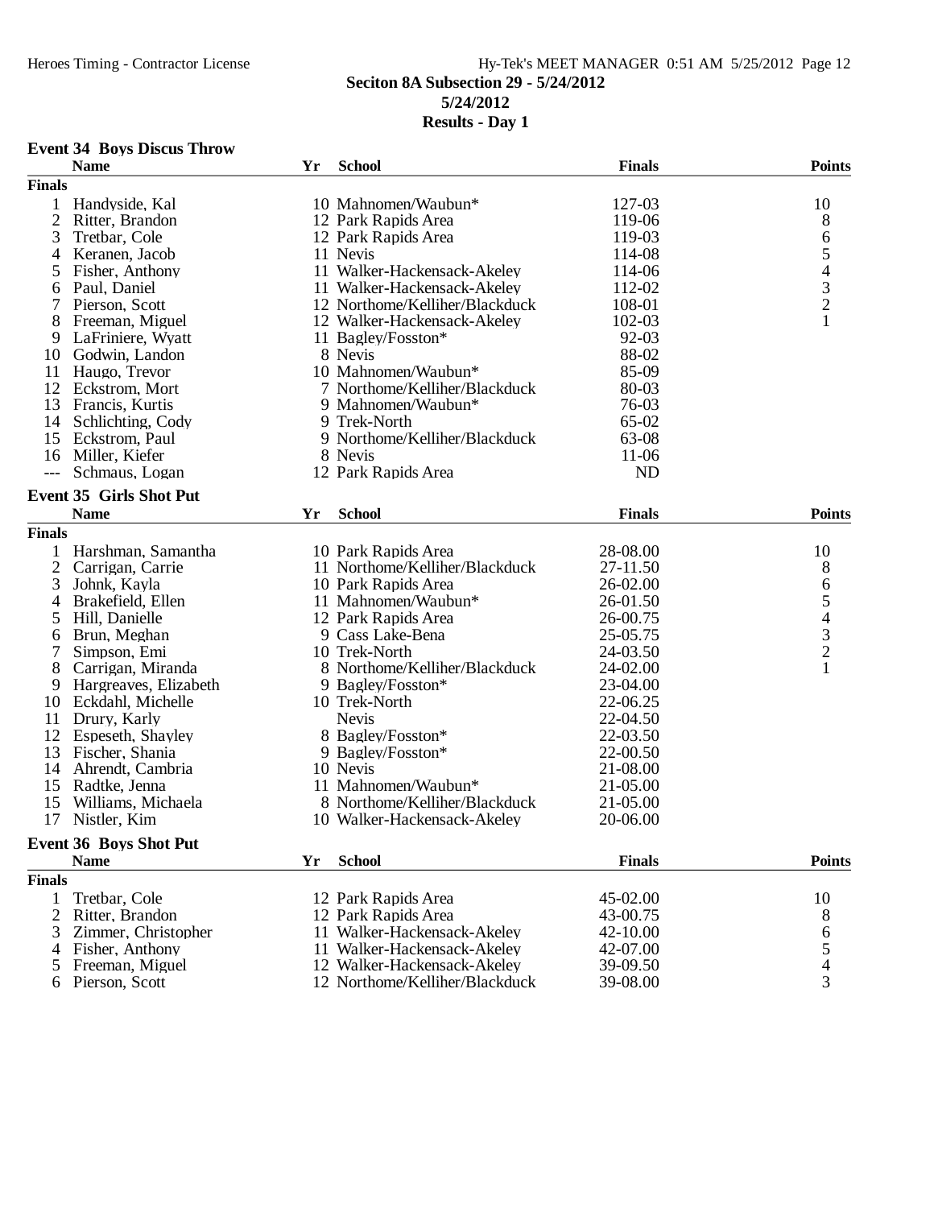**Seciton 8A Subsection 29 - 5/24/2012**
**5/24/2012**
**Results - Day 1**

### Event 34 Boys Discus Throw

| | Name | Yr | School | Finals | Points |
|---|---|---|---|---|---|
| **Finals** | | | | | |
| 1 | Handyside, Kal | 10 | Mahnomen/Waubun* | 127-03 | 10 |
| 2 | Ritter, Brandon | 12 | Park Rapids Area | 119-06 | 8 |
| 3 | Tretbar, Cole | 12 | Park Rapids Area | 119-03 | 6 |
| 4 | Keranen, Jacob | 11 | Nevis | 114-08 | 5 |
| 5 | Fisher, Anthony | 11 | Walker-Hackensack-Akeley | 114-06 | 4 |
| 6 | Paul, Daniel | 11 | Walker-Hackensack-Akeley | 112-02 | 3 |
| 7 | Pierson, Scott | 12 | Northome/Kelliher/Blackduck | 108-01 | 2 |
| 8 | Freeman, Miguel | 12 | Walker-Hackensack-Akeley | 102-03 | 1 |
| 9 | LaFriniere, Wyatt | 11 | Bagley/Fosston* | 92-03 | |
| 10 | Godwin, Landon | 8 | Nevis | 88-02 | |
| 11 | Haugo, Trevor | 10 | Mahnomen/Waubun* | 85-09 | |
| 12 | Eckstrom, Mort | 7 | Northome/Kelliher/Blackduck | 80-03 | |
| 13 | Francis, Kurtis | 9 | Mahnomen/Waubun* | 76-03 | |
| 14 | Schlichting, Cody | 9 | Trek-North | 65-02 | |
| 15 | Eckstrom, Paul | 9 | Northome/Kelliher/Blackduck | 63-08 | |
| 16 | Miller, Kiefer | 8 | Nevis | 11-06 | |
| --- | Schmaus, Logan | 12 | Park Rapids Area | ND | |

### Event 35 Girls Shot Put

| | Name | Yr | School | Finals | Points |
|---|---|---|---|---|---|
| **Finals** | | | | | |
| 1 | Harshman, Samantha | 10 | Park Rapids Area | 28-08.00 | 10 |
| 2 | Carrigan, Carrie | 11 | Northome/Kelliher/Blackduck | 27-11.50 | 8 |
| 3 | Johnk, Kayla | 10 | Park Rapids Area | 26-02.00 | 6 |
| 4 | Brakefield, Ellen | 11 | Mahnomen/Waubun* | 26-01.50 | 5 |
| 5 | Hill, Danielle | 12 | Park Rapids Area | 26-00.75 | 4 |
| 6 | Brun, Meghan | 9 | Cass Lake-Bena | 25-05.75 | 3 |
| 7 | Simpson, Emi | 10 | Trek-North | 24-03.50 | 2 |
| 8 | Carrigan, Miranda | 8 | Northome/Kelliher/Blackduck | 24-02.00 | 1 |
| 9 | Hargreaves, Elizabeth | 9 | Bagley/Fosston* | 23-04.00 | |
| 10 | Eckdahl, Michelle | 10 | Trek-North | 22-06.25 | |
| 11 | Drury, Karly | | Nevis | 22-04.50 | |
| 12 | Espeseth, Shayley | 8 | Bagley/Fosston* | 22-03.50 | |
| 13 | Fischer, Shania | 9 | Bagley/Fosston* | 22-00.50 | |
| 14 | Ahrendt, Cambria | 10 | Nevis | 21-08.00 | |
| 15 | Radtke, Jenna | 11 | Mahnomen/Waubun* | 21-05.00 | |
| 15 | Williams, Michaela | 8 | Northome/Kelliher/Blackduck | 21-05.00 | |
| 17 | Nistler, Kim | 10 | Walker-Hackensack-Akeley | 20-06.00 | |

### Event 36 Boys Shot Put

| | Name | Yr | School | Finals | Points |
|---|---|---|---|---|---|
| **Finals** | | | | | |
| 1 | Tretbar, Cole | 12 | Park Rapids Area | 45-02.00 | 10 |
| 2 | Ritter, Brandon | 12 | Park Rapids Area | 43-00.75 | 8 |
| 3 | Zimmer, Christopher | 11 | Walker-Hackensack-Akeley | 42-10.00 | 6 |
| 4 | Fisher, Anthony | 11 | Walker-Hackensack-Akeley | 42-07.00 | 5 |
| 5 | Freeman, Miguel | 12 | Walker-Hackensack-Akeley | 39-09.50 | 4 |
| 6 | Pierson, Scott | 12 | Northome/Kelliher/Blackduck | 39-08.00 | 3 |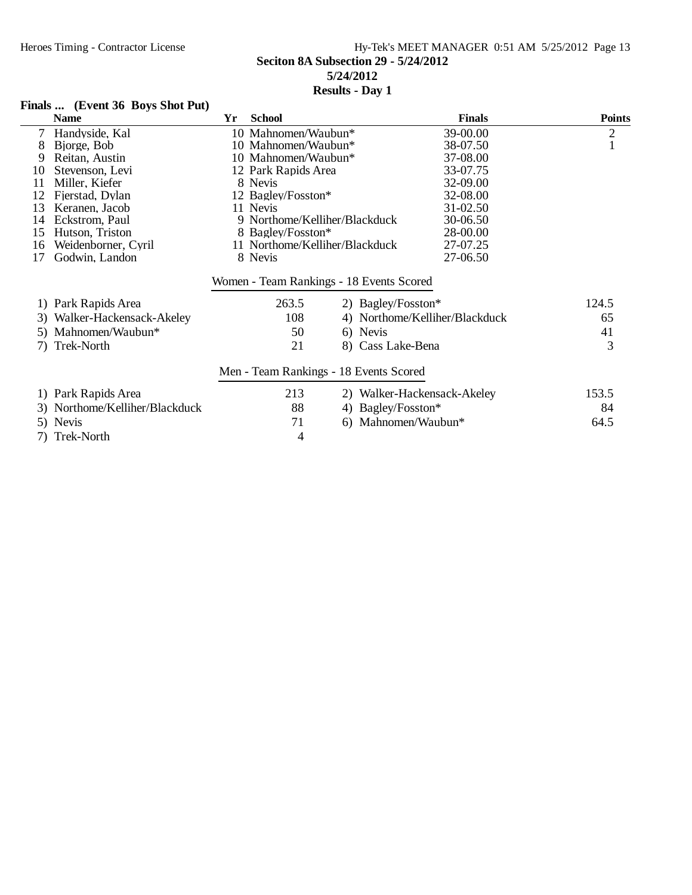**Seciton 8A Subsection 29 - 5/24/2012**
**5/24/2012**
**Results - Day 1**

**Finals ... (Event 36 Boys Shot Put)**

| | Name | Yr | School | Finals | Points |
|---|---|---|---|---|---|
| 7 | Handyside, Kal | 10 | Mahnomen/Waubun* | 39-00.00 | 2 |
| 8 | Bjorge, Bob | 10 | Mahnomen/Waubun* | 38-07.50 | 1 |
| 9 | Reitan, Austin | 10 | Mahnomen/Waubun* | 37-08.00 | |
| 10 | Stevenson, Levi | 12 | Park Rapids Area | 33-07.75 | |
| 11 | Miller, Kiefer | 8 | Nevis | 32-09.00 | |
| 12 | Fjerstad, Dylan | 12 | Bagley/Fosston* | 32-08.00 | |
| 13 | Keranen, Jacob | 11 | Nevis | 31-02.50 | |
| 14 | Eckstrom, Paul | 9 | Northome/Kelliher/Blackduck | 30-06.50 | |
| 15 | Hutson, Triston | 8 | Bagley/Fosston* | 28-00.00 | |
| 16 | Weidenborner, Cyril | 11 | Northome/Kelliher/Blackduck | 27-07.25 | |
| 17 | Godwin, Landon | 8 | Nevis | 27-06.50 | |

**Women - Team Rankings - 18 Events Scored**

| | | | |
|---|---|---|---|
| 1) Park Rapids Area | 263.5 | 2) Bagley/Fosston* | 124.5 |
| 3) Walker-Hackensack-Akeley | 108 | 4) Northome/Kelliher/Blackduck | 65 |
| 5) Mahnomen/Waubun* | 50 | 6) Nevis | 41 |
| 7) Trek-North | 21 | 8) Cass Lake-Bena | 3 |

**Men - Team Rankings - 18 Events Scored**

| | | | |
|---|---|---|---|
| 1) Park Rapids Area | 213 | 2) Walker-Hackensack-Akeley | 153.5 |
| 3) Northome/Kelliher/Blackduck | 88 | 4) Bagley/Fosston* | 84 |
| 5) Nevis | 71 | 6) Mahnomen/Waubun* | 64.5 |
| 7) Trek-North | 4 | | |